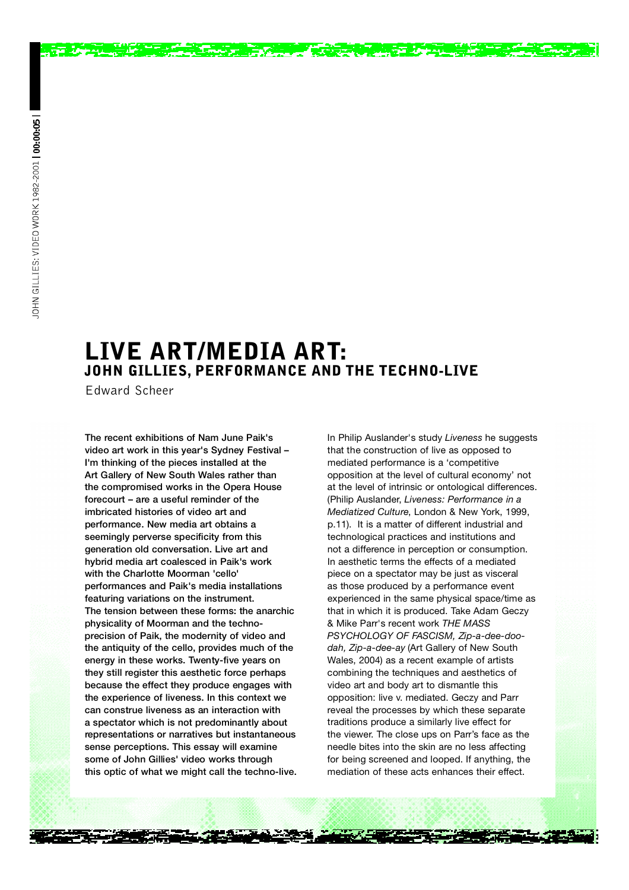# LIVE ART/MEDIA ART:

## JOHN GILLIES, PERFORMANCE AND THE TECHNO-LIVE

Edward Scheer

**The recent exhibitions of Nam June Paik's video art work in this year's Sydney Festival – I'm thinking of the pieces installed at the Art Gallery of New South Wales rather than the compromised works in the Opera House forecourt – are a useful reminder of the imbricated histories of video art and performance. New media art obtains a seemingly perverse specificity from this generation old conversation. Live art and hybrid media art coalesced in Paik's work with the Charlotte Moorman 'cello' performances and Paik's media installations featuring variations on the instrument. The tension between these forms: the anarchic physicality of Moorman and the techno-precision of Paik, the modernity of video and the antiquity of the cello, provides much of the energy in these works. Twenty-five years on they still register this aesthetic force perhaps because the effect they produce engages with the experience of liveness. In this context we can construe liveness as an interaction with a spectator which is not predominantly about representations or narratives but instantaneous sense perceptions. This essay will examine some of John Gillies' video works through this optic of what we might call the techno-live.**

In Philip Auslander's study *Liveness* he suggests that the construction of live as opposed to mediated performance is a 'competitive opposition at the level of cultural economy' not at the level of intrinsic or ontological differences. (Philip Auslander, *Liveness: Performance in a Mediatized Culture*, London & New York, 1999, p.11). It is a matter of different industrial and technological practices and institutions and not a difference in perception or consumption. In aesthetic terms the effects of a mediated piece on a spectator may be just as visceral as those produced by a performance event experienced in the same physical space/time as that in which it is produced. Take Adam Geczy & Mike Parr's recent work *THE MASS PSYCHOLOGY OF FASCISM, Zip-a-dee-doo-dah, Zip-a-dee-ay* (Art Gallery of New South Wales, 2004) as a recent example of artists combining the techniques and aesthetics of video art and body art to dismantle this opposition: live v. mediated. Geczy and Parr reveal the processes by which these separate traditions produce a similarly live effect for the viewer. The close ups on Parr's face as the needle bites into the skin are no less affecting for being screened and looped. If anything, the mediation of these acts enhances their effect.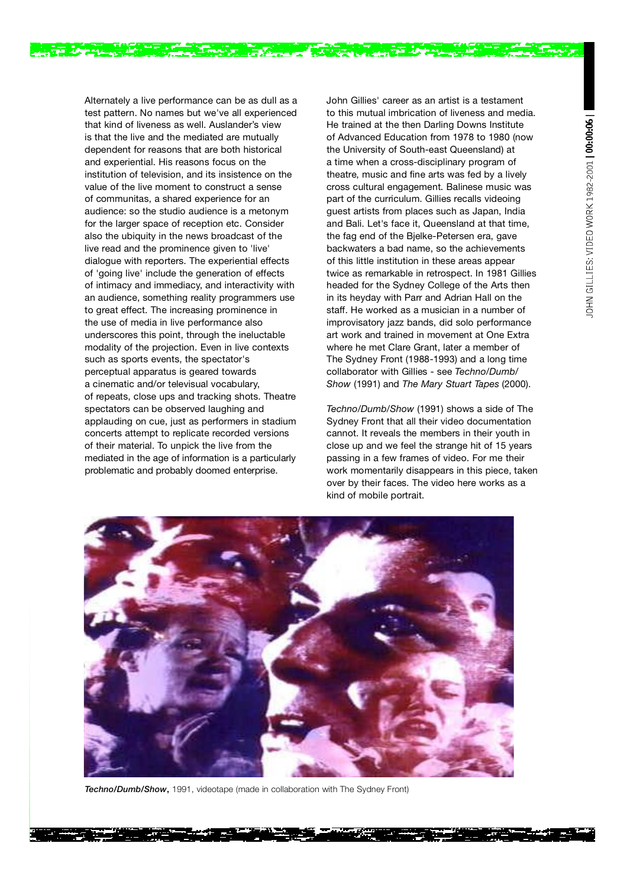Alternately a live performance can be as dull as a test pattern. No names but we've all experienced that kind of liveness as well. Auslander's view is that the live and the mediated are mutually dependent for reasons that are both historical and experiential. His reasons focus on the institution of television, and its insistence on the value of the live moment to construct a sense of communitas, a shared experience for an audience: so the studio audience is a metonym for the larger space of reception etc. Consider also the ubiquity in the news broadcast of the live read and the prominence given to 'live' dialogue with reporters. The experiential effects of 'going live' include the generation of effects of intimacy and immediacy, and interactivity with an audience, something reality programmers use to great effect. The increasing prominence in the use of media in live performance also underscores this point, through the ineluctable modality of the projection. Even in live contexts such as sports events, the spectator's perceptual apparatus is geared towards a cinematic and/or televisual vocabulary, of repeats, close ups and tracking shots. Theatre spectators can be observed laughing and applauding on cue, just as performers in stadium concerts attempt to replicate recorded versions of their material. To unpick the live from the mediated in the age of information is a particularly problematic and probably doomed enterprise.

John Gillies' career as an artist is a testament to this mutual imbrication of liveness and media. He trained at the then Darling Downs Institute of Advanced Education from 1978 to 1980 (now the University of South-east Queensland) at a time when a cross-disciplinary program of theatre, music and fine arts was fed by a lively cross cultural engagement. Balinese music was part of the curriculum. Gillies recalls videoing guest artists from places such as Japan, India and Bali. Let's face it, Queensland at that time, the fag end of the Bjelke-Petersen era, gave backwaters a bad name, so the achievements of this little institution in these areas appear twice as remarkable in retrospect. In 1981 Gillies headed for the Sydney College of the Arts then in its heyday with Parr and Adrian Hall on the staff. He worked as a musician in a number of improvisatory jazz bands, did solo performance art work and trained in movement at One Extra where he met Clare Grant, later a member of The Sydney Front (1988-1993) and a long time collaborator with Gillies - see *Techno/Dumb/Show* (1991) and *The Mary Stuart Tapes* (2000).

*Techno/Dumb/Show* (1991) shows a side of The Sydney Front that all their video documentation cannot. It reveals the members in their youth in close up and we feel the strange hit of 15 years passing in a few frames of video. For me their work momentarily disappears in this piece, taken over by their faces. The video here works as a kind of mobile portrait.

***Techno/Dumb/Show***, 1991, videotape (made in collaboration with The Sydney Front)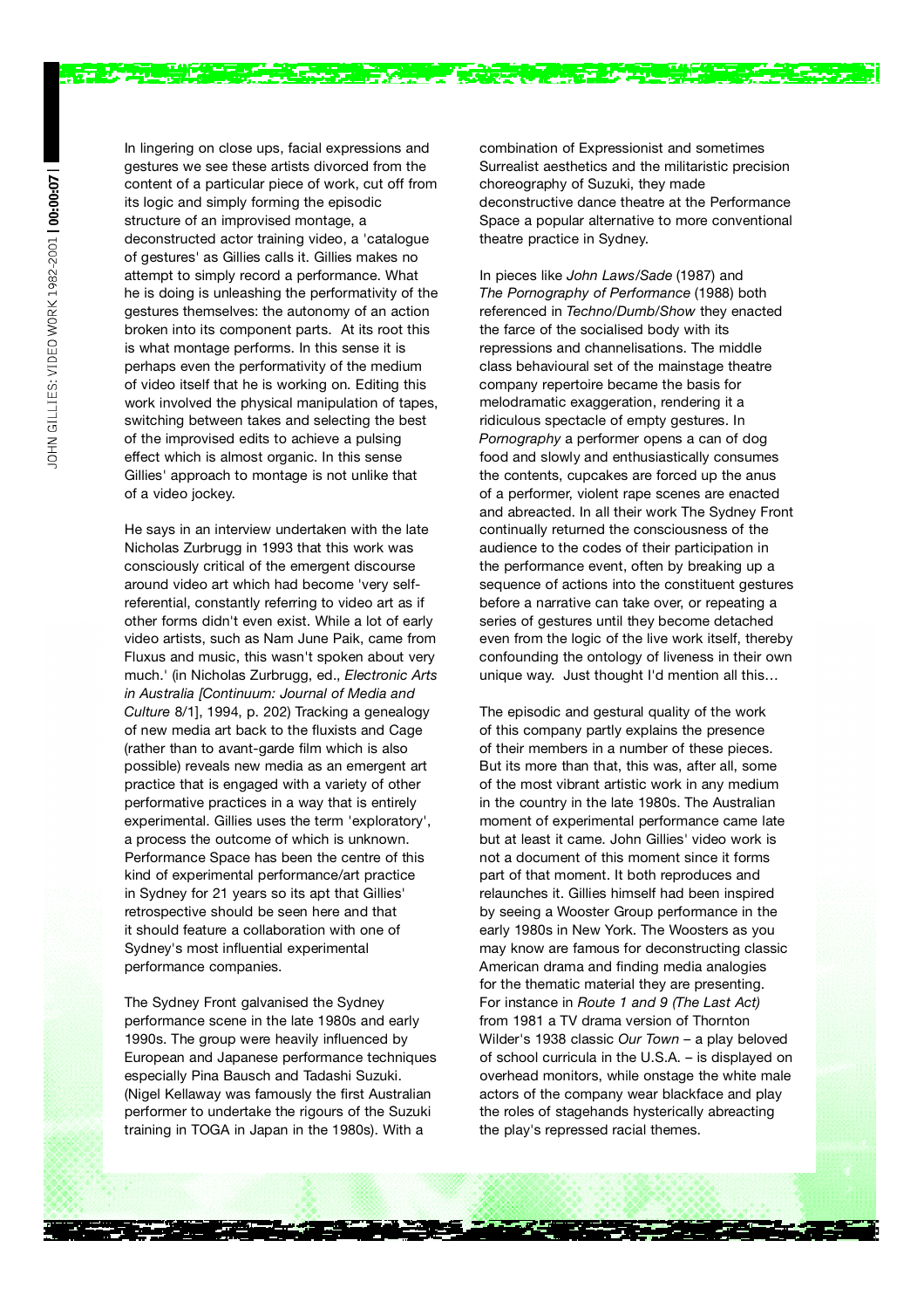In lingering on close ups, facial expressions and gestures we see these artists divorced from the content of a particular piece of work, cut off from its logic and simply forming the episodic structure of an improvised montage, a deconstructed actor training video, a 'catalogue of gestures' as Gillies calls it. Gillies makes no attempt to simply record a performance. What he is doing is unleashing the performativity of the gestures themselves: the autonomy of an action broken into its component parts. At its root this is what montage performs. In this sense it is perhaps even the performativity of the medium of video itself that he is working on. Editing this work involved the physical manipulation of tapes, switching between takes and selecting the best of the improvised edits to achieve a pulsing effect which is almost organic. In this sense Gillies' approach to montage is not unlike that of a video jockey.

He says in an interview undertaken with the late Nicholas Zurbrugg in 1993 that this work was consciously critical of the emergent discourse around video art which had become 'very self-referential, constantly referring to video art as if other forms didn't even exist. While a lot of early video artists, such as Nam June Paik, came from Fluxus and music, this wasn't spoken about very much.' (in Nicholas Zurbrugg, ed., *Electronic Arts in Australia [Continuum: Journal of Media and Culture* 8/1], 1994, p. 202) Tracking a genealogy of new media art back to the fluxists and Cage (rather than to avant-garde film which is also possible) reveals new media as an emergent art practice that is engaged with a variety of other performative practices in a way that is entirely experimental. Gillies uses the term 'exploratory', a process the outcome of which is unknown. Performance Space has been the centre of this kind of experimental performance/art practice in Sydney for 21 years so its apt that Gillies' retrospective should be seen here and that it should feature a collaboration with one of Sydney's most influential experimental performance companies.

The Sydney Front galvanised the Sydney performance scene in the late 1980s and early 1990s. The group were heavily influenced by European and Japanese performance techniques especially Pina Bausch and Tadashi Suzuki. (Nigel Kellaway was famously the first Australian performer to undertake the rigours of the Suzuki training in TOGA in Japan in the 1980s). With a combination of Expressionist and sometimes Surrealist aesthetics and the militaristic precision choreography of Suzuki, they made deconstructive dance theatre at the Performance Space a popular alternative to more conventional theatre practice in Sydney.

In pieces like *John Laws/Sade* (1987) and *The Pornography of Performance* (1988) both referenced in *Techno/Dumb/Show* they enacted the farce of the socialised body with its repressions and channelisations. The middle class behavioural set of the mainstage theatre company repertoire became the basis for melodramatic exaggeration, rendering it a ridiculous spectacle of empty gestures. In *Pornography* a performer opens a can of dog food and slowly and enthusiastically consumes the contents, cupcakes are forced up the anus of a performer, violent rape scenes are enacted and abreacted. In all their work The Sydney Front continually returned the consciousness of the audience to the codes of their participation in the performance event, often by breaking up a sequence of actions into the constituent gestures before a narrative can take over, or repeating a series of gestures until they become detached even from the logic of the live work itself, thereby confounding the ontology of liveness in their own unique way. Just thought I'd mention all this…

The episodic and gestural quality of the work of this company partly explains the presence of their members in a number of these pieces. But its more than that, this was, after all, some of the most vibrant artistic work in any medium in the country in the late 1980s. The Australian moment of experimental performance came late but at least it came. John Gillies' video work is not a document of this moment since it forms part of that moment. It both reproduces and relaunches it. Gillies himself had been inspired by seeing a Wooster Group performance in the early 1980s in New York. The Woosters as you may know are famous for deconstructing classic American drama and finding media analogies for the thematic material they are presenting. For instance in *Route 1 and 9 (The Last Act)* from 1981 a TV drama version of Thornton Wilder's 1938 classic *Our Town* – a play beloved of school curricula in the U.S.A. – is displayed on overhead monitors, while onstage the white male actors of the company wear blackface and play the roles of stagehands hysterically abreacting the play's repressed racial themes.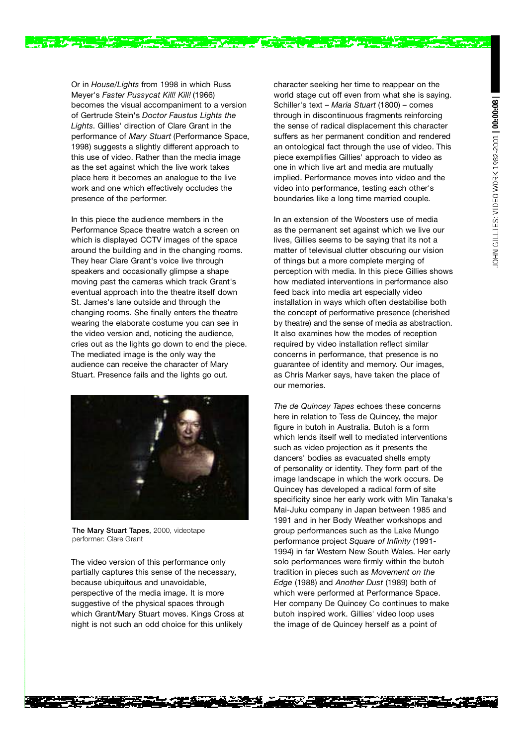Or in *House/Lights* from 1998 in which Russ Meyer's *Faster Pussycat Kill! Kill!* (1966) becomes the visual accompaniment to a version of Gertrude Stein's *Doctor Faustus Lights the Lights*. Gillies' direction of Clare Grant in the performance of *Mary Stuart* (Performance Space, 1998) suggests a slightly different approach to this use of video. Rather than the media image as the set against which the live work takes place here it becomes an analogue to the live work and one which effectively occludes the presence of the performer.

In this piece the audience members in the Performance Space theatre watch a screen on which is displayed CCTV images of the space around the building and in the changing rooms. They hear Clare Grant's voice live through speakers and occasionally glimpse a shape moving past the cameras which track Grant's eventual approach into the theatre itself down St. James's lane outside and through the changing rooms. She finally enters the theatre wearing the elaborate costume you can see in the video version and, noticing the audience, cries out as the lights go down to end the piece. The mediated image is the only way the audience can receive the character of Mary Stuart. Presence fails and the lights go out.

**The Mary Stuart Tapes**, 2000, videotape
performer: Clare Grant

The video version of this performance only partially captures this sense of the necessary, because ubiquitous and unavoidable, perspective of the media image. It is more suggestive of the physical spaces through which Grant/Mary Stuart moves. Kings Cross at night is not such an odd choice for this unlikely character seeking her time to reappear on the world stage cut off even from what she is saying. Schiller's text – *Maria Stuart* (1800) – comes through in discontinuous fragments reinforcing the sense of radical displacement this character suffers as her permanent condition and rendered an ontological fact through the use of video. This piece exemplifies Gillies' approach to video as one in which live art and media are mutually implied. Performance moves into video and the video into performance, testing each other's boundaries like a long time married couple.

In an extension of the Woosters use of media as the permanent set against which we live our lives, Gillies seems to be saying that its not a matter of televisual clutter obscuring our vision of things but a more complete merging of perception with media. In this piece Gillies shows how mediated interventions in performance also feed back into media art especially video installation in ways which often destabilise both the concept of performative presence (cherished by theatre) and the sense of media as abstraction. It also examines how the modes of reception required by video installation reflect similar concerns in performance, that presence is no guarantee of identity and memory. Our images, as Chris Marker says, have taken the place of our memories.

*The de Quincey Tapes* echoes these concerns here in relation to Tess de Quincey, the major figure in butoh in Australia. Butoh is a form which lends itself well to mediated interventions such as video projection as it presents the dancers' bodies as evacuated shells empty of personality or identity. They form part of the image landscape in which the work occurs. De Quincey has developed a radical form of site specificity since her early work with Min Tanaka's Mai-Juku company in Japan between 1985 and 1991 and in her Body Weather workshops and group performances such as the Lake Mungo performance project *Square of Infinity* (1991-1994) in far Western New South Wales. Her early solo performances were firmly within the butoh tradition in pieces such as *Movement on the Edge* (1988) and *Another Dust* (1989) both of which were performed at Performance Space. Her company De Quincey Co continues to make butoh inspired work. Gillies' video loop uses the image of de Quincey herself as a point of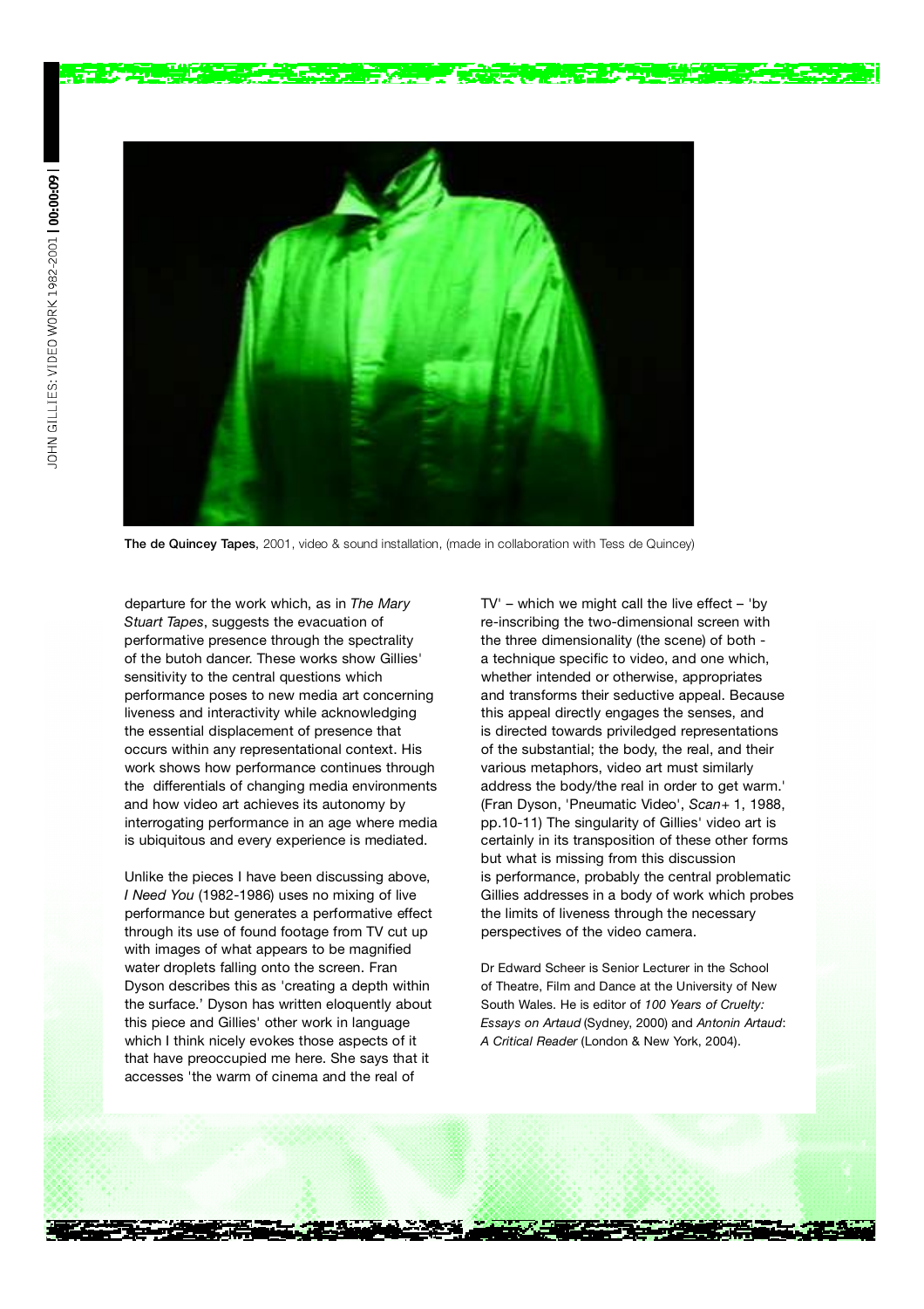**The de Quincey Tapes**, 2001, video & sound installation, (made in collaboration with Tess de Quincey)

departure for the work which, as in *The Mary Stuart Tapes*, suggests the evacuation of performative presence through the spectrality of the butoh dancer. These works show Gillies' sensitivity to the central questions which performance poses to new media art concerning liveness and interactivity while acknowledging the essential displacement of presence that occurs within any representational context. His work shows how performance continues through the differentials of changing media environments and how video art achieves its autonomy by interrogating performance in an age where media is ubiquitous and every experience is mediated.

Unlike the pieces I have been discussing above, *I Need You* (1982-1986) uses no mixing of live performance but generates a performative effect through its use of found footage from TV cut up with images of what appears to be magnified water droplets falling onto the screen. Fran Dyson describes this as 'creating a depth within the surface.' Dyson has written eloquently about this piece and Gillies' other work in language which I think nicely evokes those aspects of it that have preoccupied me here. She says that it accesses 'the warm of cinema and the real of TV' – which we might call the live effect – 'by re-inscribing the two-dimensional screen with the three dimensionality (the scene) of both - a technique specific to video, and one which, whether intended or otherwise, appropriates and transforms their seductive appeal. Because this appeal directly engages the senses, and is directed towards priviledged representations of the substantial; the body, the real, and their various metaphors, video art must similarly address the body/the real in order to get warm.' (Fran Dyson, 'Pneumatic Video', *Scan+* 1, 1988, pp.10-11) The singularity of Gillies' video art is certainly in its transposition of these other forms but what is missing from this discussion is performance, probably the central problematic Gillies addresses in a body of work which probes the limits of liveness through the necessary perspectives of the video camera.

Dr Edward Scheer is Senior Lecturer in the School of Theatre, Film and Dance at the University of New South Wales. He is editor of *100 Years of Cruelty: Essays on Artaud* (Sydney, 2000) and *Antonin Artaud*: *A Critical Reader* (London & New York, 2004).